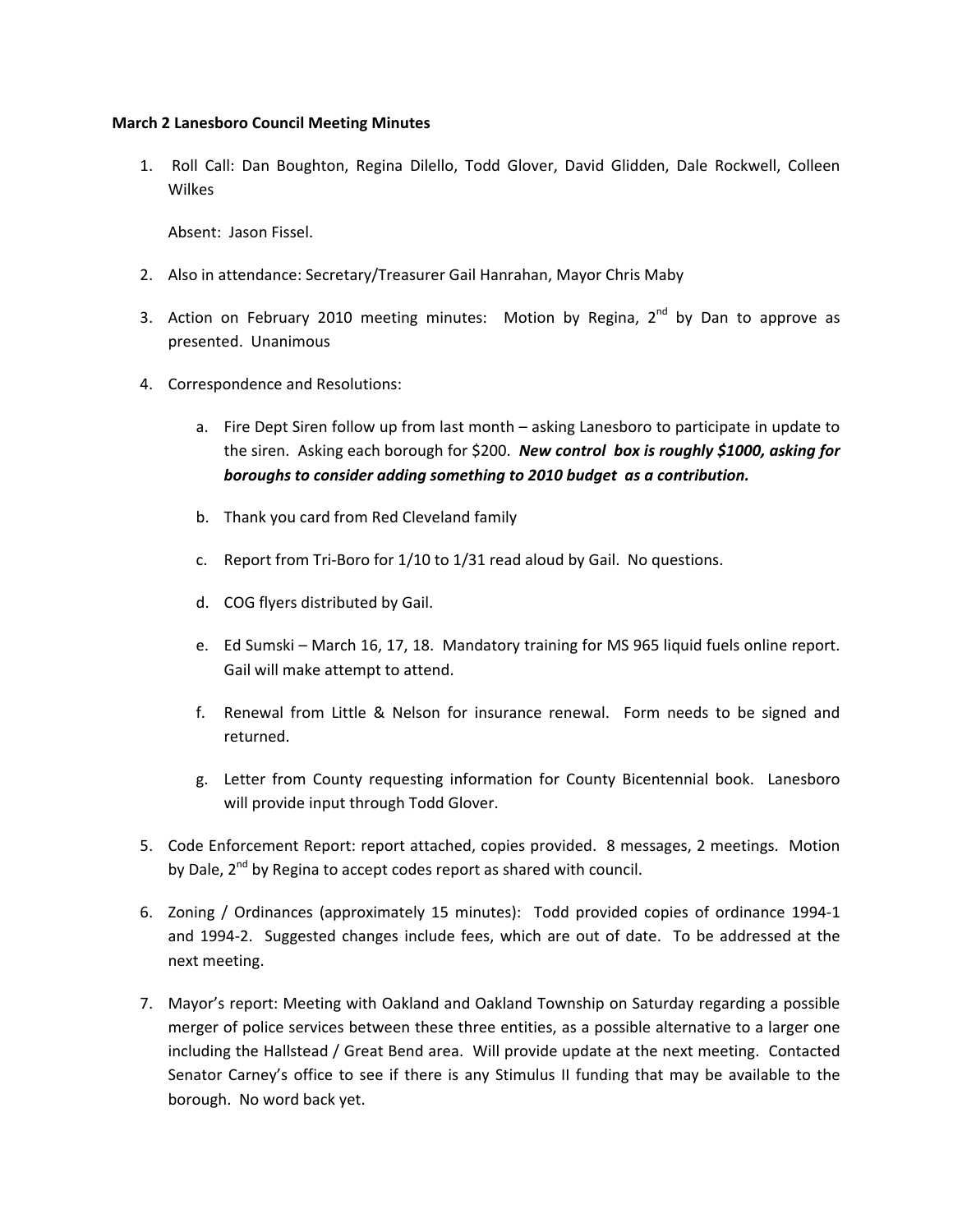**March 2 Lanesboro Council Meeting Minutes**

1. Roll Call: Dan Boughton, Regina Dilello, Todd Glover, David Glidden, Dale Rockwell, Colleen Wilkes

   Absent: Jason Fissel.

2. Also in attendance: Secretary/Treasurer Gail Hanrahan, Mayor Chris Maby

3. Action on February 2010 meeting minutes: Motion by Regina, 2nd by Dan to approve as presented. Unanimous

4. Correspondence and Resolutions:

   a. Fire Dept Siren follow up from last month – asking Lanesboro to participate in update to the siren. Asking each borough for $200. ***New control box is roughly $1000, asking for boroughs to consider adding something to 2010 budget as a contribution.***

   b. Thank you card from Red Cleveland family

   c. Report from Tri-Boro for 1/10 to 1/31 read aloud by Gail. No questions.

   d. COG flyers distributed by Gail.

   e. Ed Sumski – March 16, 17, 18. Mandatory training for MS 965 liquid fuels online report. Gail will make attempt to attend.

   f. Renewal from Little & Nelson for insurance renewal. Form needs to be signed and returned.

   g. Letter from County requesting information for County Bicentennial book. Lanesboro will provide input through Todd Glover.

5. Code Enforcement Report: report attached, copies provided. 8 messages, 2 meetings. Motion by Dale, 2nd by Regina to accept codes report as shared with council.

6. Zoning / Ordinances (approximately 15 minutes): Todd provided copies of ordinance 1994-1 and 1994-2. Suggested changes include fees, which are out of date. To be addressed at the next meeting.

7. Mayor's report: Meeting with Oakland and Oakland Township on Saturday regarding a possible merger of police services between these three entities, as a possible alternative to a larger one including the Hallstead / Great Bend area. Will provide update at the next meeting. Contacted Senator Carney's office to see if there is any Stimulus II funding that may be available to the borough. No word back yet.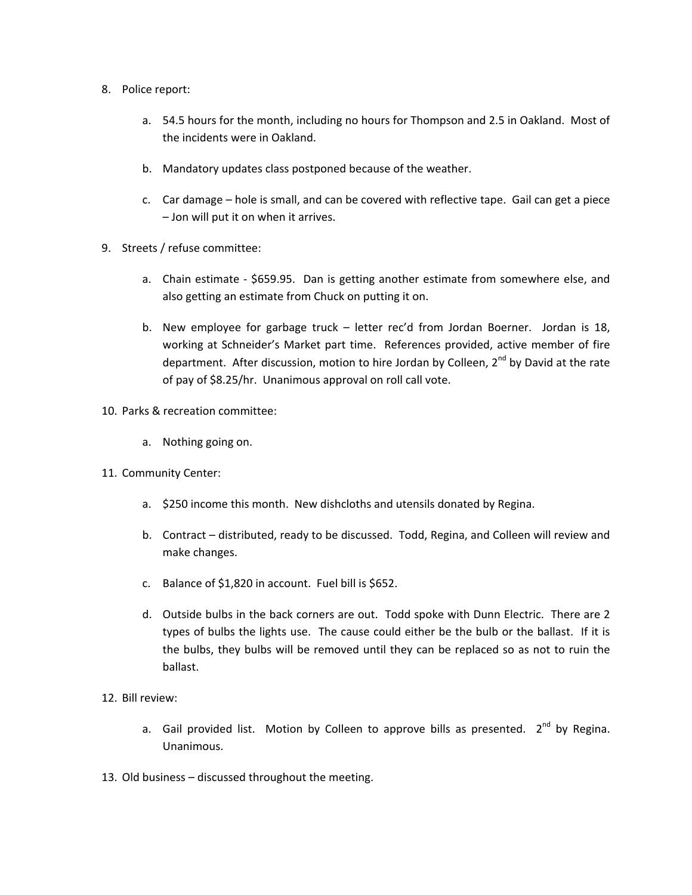8. Police report:

    a. 54.5 hours for the month, including no hours for Thompson and 2.5 in Oakland. Most of the incidents were in Oakland.

    b. Mandatory updates class postponed because of the weather.

    c. Car damage – hole is small, and can be covered with reflective tape. Gail can get a piece – Jon will put it on when it arrives.

9. Streets / refuse committee:

    a. Chain estimate - $659.95. Dan is getting another estimate from somewhere else, and also getting an estimate from Chuck on putting it on.

    b. New employee for garbage truck – letter rec'd from Jordan Boerner. Jordan is 18, working at Schneider's Market part time. References provided, active member of fire department. After discussion, motion to hire Jordan by Colleen, 2nd by David at the rate of pay of $8.25/hr. Unanimous approval on roll call vote.

10. Parks & recreation committee:

    a. Nothing going on.

11. Community Center:

    a. $250 income this month. New dishcloths and utensils donated by Regina.

    b. Contract – distributed, ready to be discussed. Todd, Regina, and Colleen will review and make changes.

    c. Balance of $1,820 in account. Fuel bill is $652.

    d. Outside bulbs in the back corners are out. Todd spoke with Dunn Electric. There are 2 types of bulbs the lights use. The cause could either be the bulb or the ballast. If it is the bulbs, they bulbs will be removed until they can be replaced so as not to ruin the ballast.

12. Bill review:

    a. Gail provided list. Motion by Colleen to approve bills as presented. 2nd by Regina. Unanimous.

13. Old business – discussed throughout the meeting.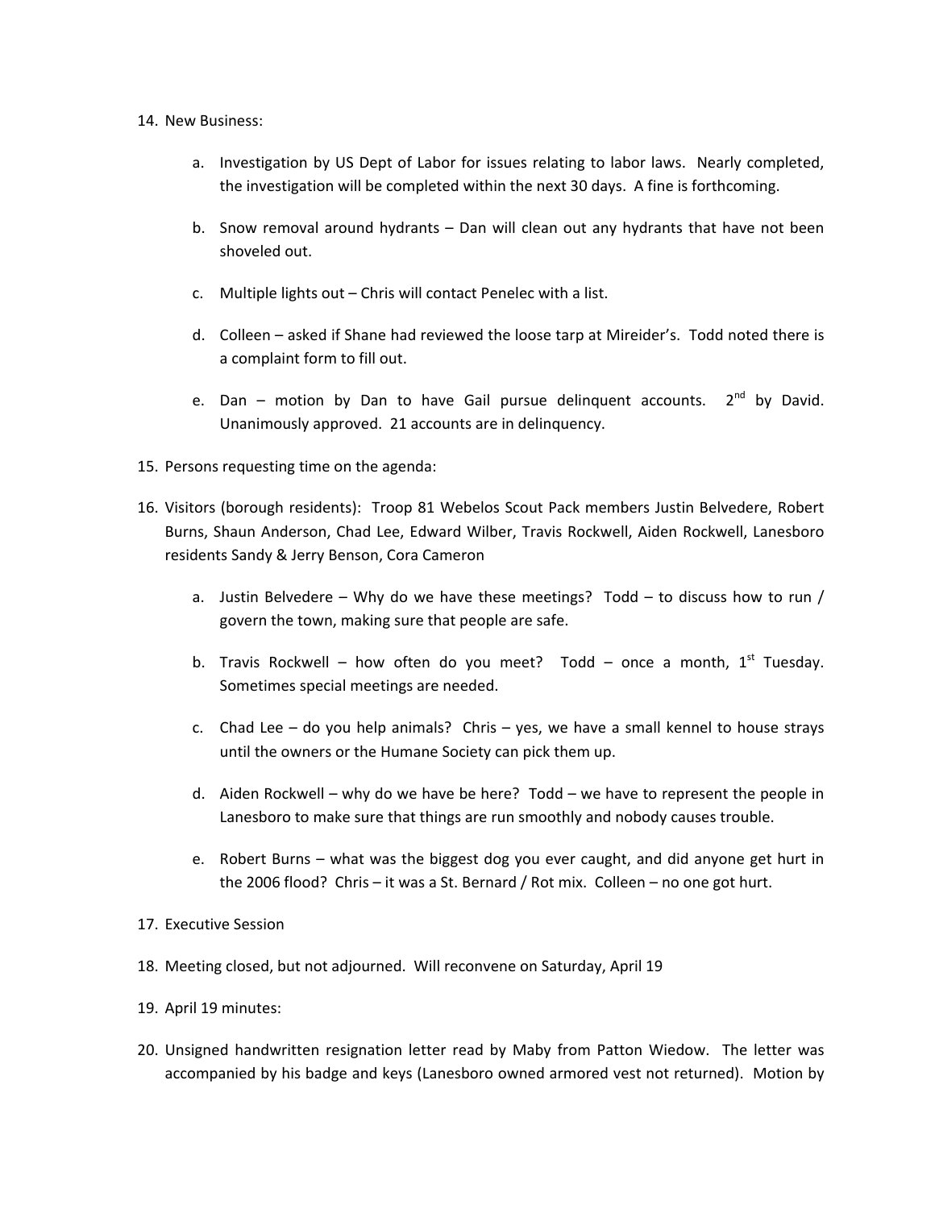14. New Business:

    a. Investigation by US Dept of Labor for issues relating to labor laws. Nearly completed, the investigation will be completed within the next 30 days. A fine is forthcoming.

    b. Snow removal around hydrants – Dan will clean out any hydrants that have not been shoveled out.

    c. Multiple lights out – Chris will contact Penelec with a list.

    d. Colleen – asked if Shane had reviewed the loose tarp at Mireider's. Todd noted there is a complaint form to fill out.

    e. Dan – motion by Dan to have Gail pursue delinquent accounts. 2nd by David. Unanimously approved. 21 accounts are in delinquency.

15. Persons requesting time on the agenda:

16. Visitors (borough residents): Troop 81 Webelos Scout Pack members Justin Belvedere, Robert Burns, Shaun Anderson, Chad Lee, Edward Wilber, Travis Rockwell, Aiden Rockwell, Lanesboro residents Sandy & Jerry Benson, Cora Cameron

    a. Justin Belvedere – Why do we have these meetings? Todd – to discuss how to run / govern the town, making sure that people are safe.

    b. Travis Rockwell – how often do you meet? Todd – once a month, 1st Tuesday. Sometimes special meetings are needed.

    c. Chad Lee – do you help animals? Chris – yes, we have a small kennel to house strays until the owners or the Humane Society can pick them up.

    d. Aiden Rockwell – why do we have be here? Todd – we have to represent the people in Lanesboro to make sure that things are run smoothly and nobody causes trouble.

    e. Robert Burns – what was the biggest dog you ever caught, and did anyone get hurt in the 2006 flood? Chris – it was a St. Bernard / Rot mix. Colleen – no one got hurt.

17. Executive Session

18. Meeting closed, but not adjourned. Will reconvene on Saturday, April 19

19. April 19 minutes:

20. Unsigned handwritten resignation letter read by Maby from Patton Wiedow. The letter was accompanied by his badge and keys (Lanesboro owned armored vest not returned). Motion by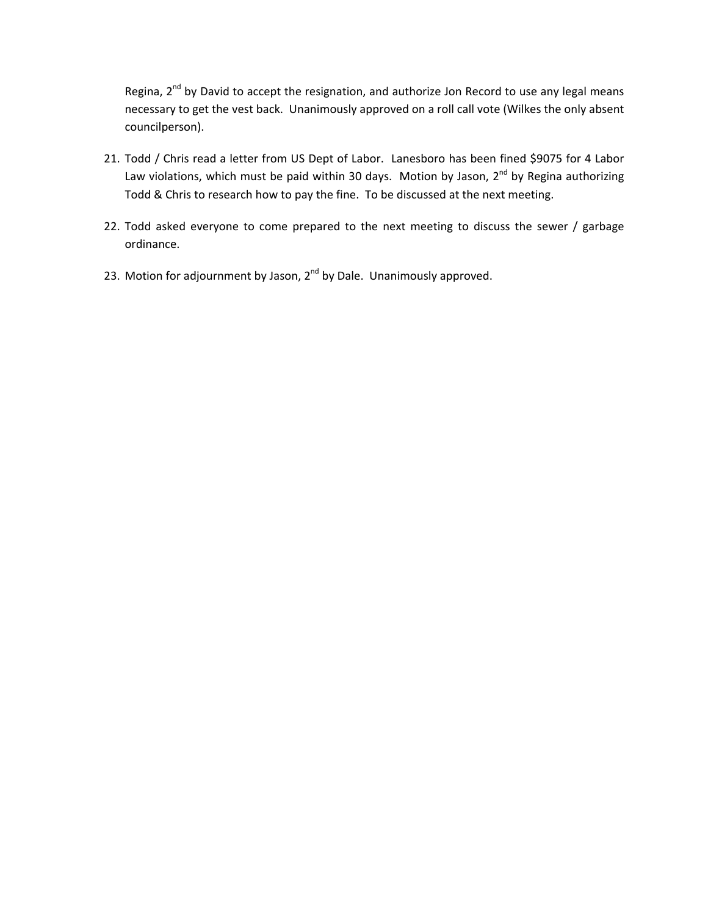Regina, 2nd by David to accept the resignation, and authorize Jon Record to use any legal means necessary to get the vest back. Unanimously approved on a roll call vote (Wilkes the only absent councilperson).

21. Todd / Chris read a letter from US Dept of Labor. Lanesboro has been fined $9075 for 4 Labor Law violations, which must be paid within 30 days. Motion by Jason, 2nd by Regina authorizing Todd & Chris to research how to pay the fine. To be discussed at the next meeting.

22. Todd asked everyone to come prepared to the next meeting to discuss the sewer / garbage ordinance.

23. Motion for adjournment by Jason, 2nd by Dale. Unanimously approved.